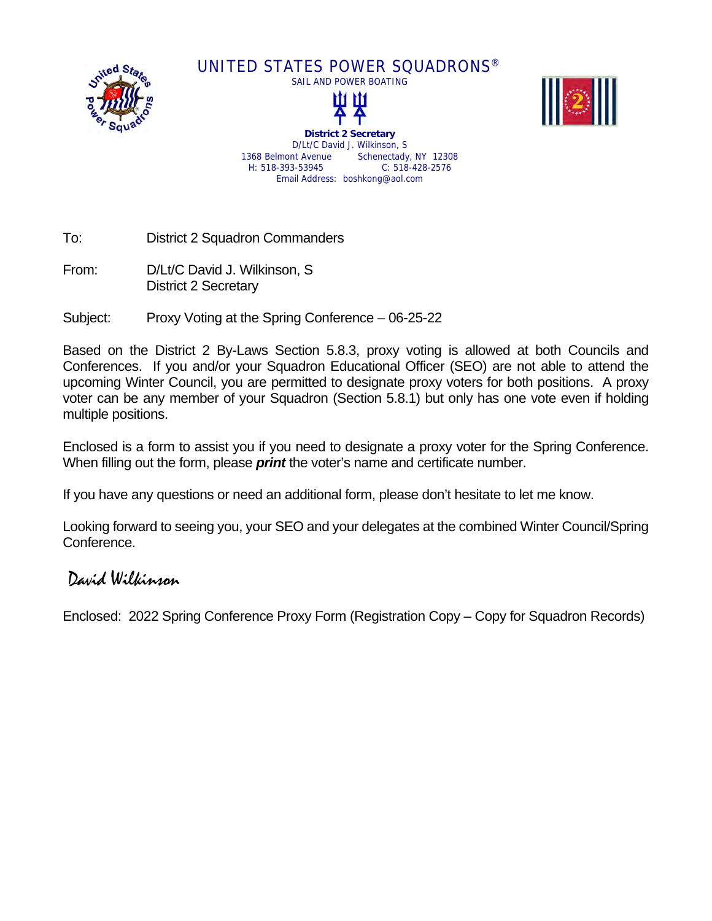# UNITED STATES POWER SQUADRONS®

SAIL AND POWER BOATING

**District 2 Secretary**
D/Lt/C David J. Wilkinson, S
1368 Belmont Avenue Schenectady, NY 12308
H: 518-393-53945 C: 518-428-2576
Email Address: boshkong@aol.com

To: District 2 Squadron Commanders

From: D/Lt/C David J. Wilkinson, S
District 2 Secretary

Subject: Proxy Voting at the Spring Conference – 06-25-22

Based on the District 2 By-Laws Section 5.8.3, proxy voting is allowed at both Councils and Conferences. If you and/or your Squadron Educational Officer (SEO) are not able to attend the upcoming Winter Council, you are permitted to designate proxy voters for both positions. A proxy voter can be any member of your Squadron (Section 5.8.1) but only has one vote even if holding multiple positions.

Enclosed is a form to assist you if you need to designate a proxy voter for the Spring Conference. When filling out the form, please ***print*** the voter's name and certificate number.

If you have any questions or need an additional form, please don't hesitate to let me know.

Looking forward to seeing you, your SEO and your delegates at the combined Winter Council/Spring Conference.

*David Wilkinson*

Enclosed: 2022 Spring Conference Proxy Form (Registration Copy – Copy for Squadron Records)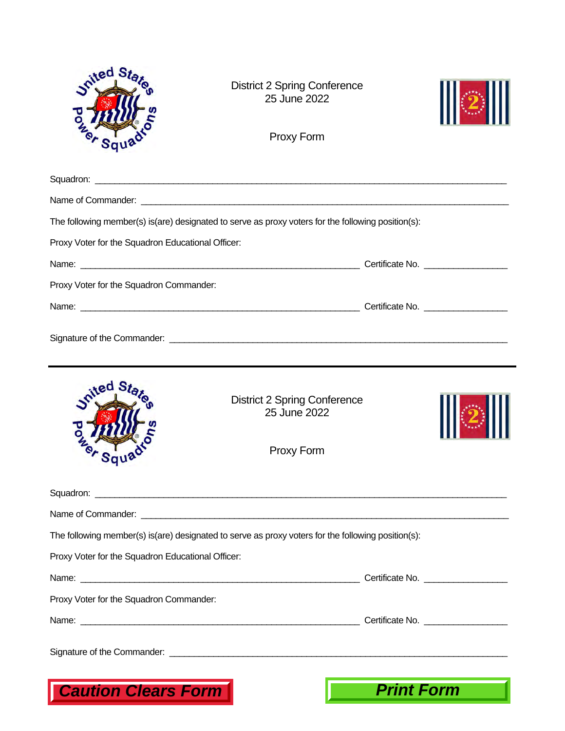District 2 Spring Conference
25 June 2022

Proxy Form

Squadron: ______________________________________________________________________________

Name of Commander: _____________________________________________________________________

The following member(s) is(are) designated to serve as proxy voters for the following position(s):

Proxy Voter for the Squadron Educational Officer:

Name: ____________________________________________________ Certificate No. _______________

Proxy Voter for the Squadron Commander:

Name: ____________________________________________________ Certificate No. _______________

Signature of the Commander: ______________________________________________________________

---

District 2 Spring Conference
25 June 2022

Proxy Form

Squadron: ______________________________________________________________________________

Name of Commander: _____________________________________________________________________

The following member(s) is(are) designated to serve as proxy voters for the following position(s):

Proxy Voter for the Squadron Educational Officer:

Name: ____________________________________________________ Certificate No. _______________

Proxy Voter for the Squadron Commander:

Name: ____________________________________________________ Certificate No. _______________

Signature of the Commander: ______________________________________________________________

***Caution Clears Form***  ***Print Form***